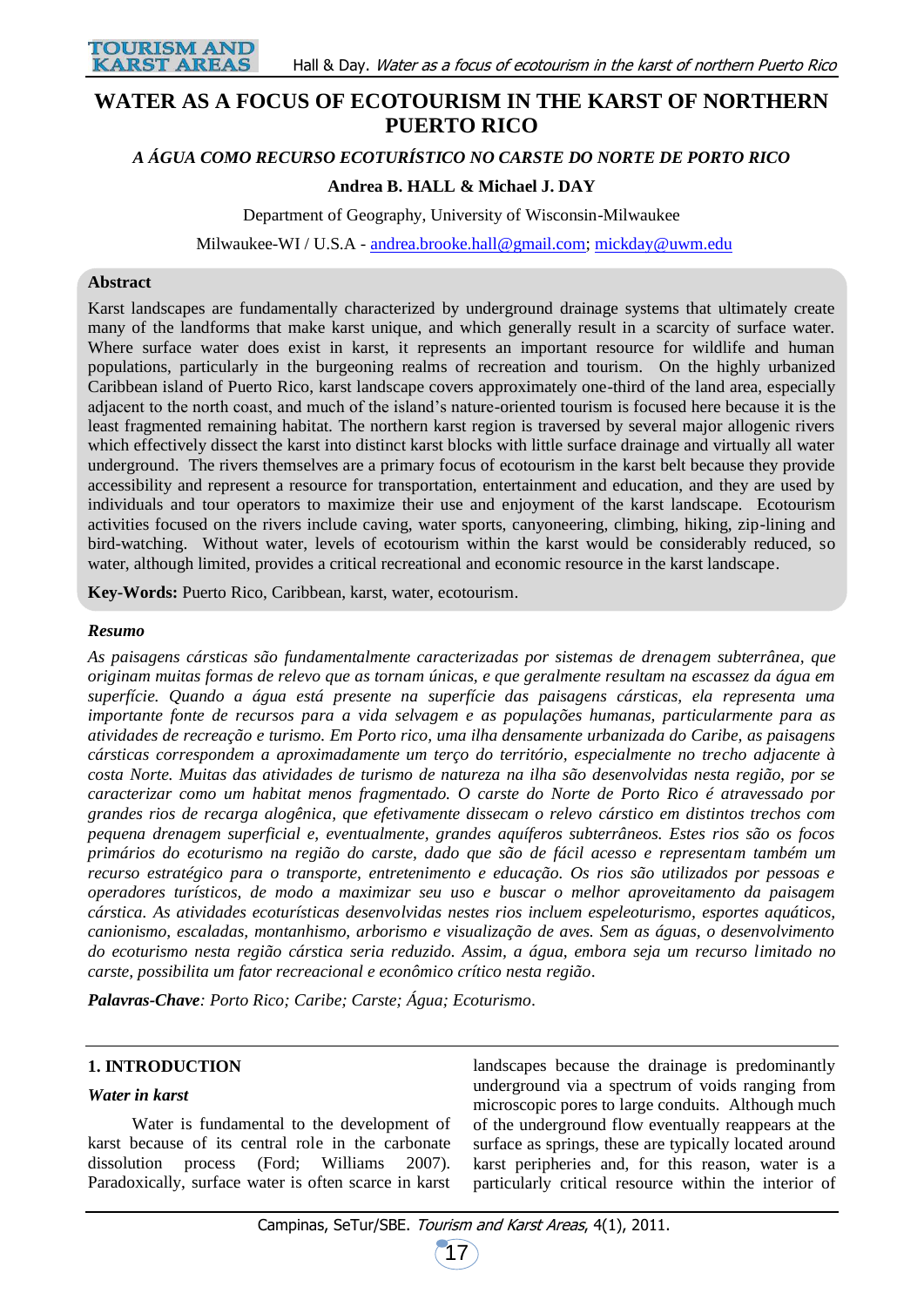# WATER AS A FOCUS OF ECOTOURISM IN THE KARST OF NORTHERN PUERTO RICO

*A ÁGUA COMO RECURSO ECOTURÍSTICO NO CARSTE DO NORTE DE PORTO RICO*

**Andrea B. HALL & Michael J. DAY**

Department of Geography, University of Wisconsin-Milwaukee

Milwaukee-WI / U.S.A - andrea.brooke.hall@gmail.com; mickday@uwm.edu

**Abstract**

Karst landscapes are fundamentally characterized by underground drainage systems that ultimately create many of the landforms that make karst unique, and which generally result in a scarcity of surface water. Where surface water does exist in karst, it represents an important resource for wildlife and human populations, particularly in the burgeoning realms of recreation and tourism. On the highly urbanized Caribbean island of Puerto Rico, karst landscape covers approximately one-third of the land area, especially adjacent to the north coast, and much of the island's nature-oriented tourism is focused here because it is the least fragmented remaining habitat. The northern karst region is traversed by several major allogenic rivers which effectively dissect the karst into distinct karst blocks with little surface drainage and virtually all water underground. The rivers themselves are a primary focus of ecotourism in the karst belt because they provide accessibility and represent a resource for transportation, entertainment and education, and they are used by individuals and tour operators to maximize their use and enjoyment of the karst landscape. Ecotourism activities focused on the rivers include caving, water sports, canyoneering, climbing, hiking, zip-lining and bird-watching. Without water, levels of ecotourism within the karst would be considerably reduced, so water, although limited, provides a critical recreational and economic resource in the karst landscape.

**Key-Words:** Puerto Rico, Caribbean, karst, water, ecotourism.

***Resumo***

*As paisagens cársticas são fundamentalmente caracterizadas por sistemas de drenagem subterrânea, que originam muitas formas de relevo que as tornam únicas, e que geralmente resultam na escassez da água em superfície. Quando a água está presente na superfície das paisagens cársticas, ela representa uma importante fonte de recursos para a vida selvagem e as populações humanas, particularmente para as atividades de recreação e turismo. Em Porto rico, uma ilha densamente urbanizada do Caribe, as paisagens cársticas correspondem a aproximadamente um terço do território, especialmente no trecho adjacente à costa Norte. Muitas das atividades de turismo de natureza na ilha são desenvolvidas nesta região, por se caracterizar como um habitat menos fragmentado. O carste do Norte de Porto Rico é atravessado por grandes rios de recarga alogênica, que efetivamente dissecam o relevo cárstico em distintos trechos com pequena drenagem superficial e, eventualmente, grandes aquíferos subterrâneos. Estes rios são os focos primários do ecoturismo na região do carste, dado que são de fácil acesso e representam também um recurso estratégico para o transporte, entretenimento e educação. Os rios são utilizados por pessoas e operadores turísticos, de modo a maximizar seu uso e buscar o melhor aproveitamento da paisagem cárstica. As atividades ecoturísticas desenvolvidas nestes rios incluem espeleoturismo, esportes aquáticos, canionismo, escaladas, montanhismo, arborismo e visualização de aves. Sem as águas, o desenvolvimento do ecoturismo nesta região cárstica seria reduzido. Assim, a água, embora seja um recurso limitado no carste, possibilita um fator recreacional e econômico crítico nesta região.*

***Palavras-Chave**: Porto Rico; Caribe; Carste; Água; Ecoturismo.*

## 1. INTRODUCTION

### *Water in karst*

Water is fundamental to the development of karst because of its central role in the carbonate dissolution process (Ford; Williams 2007). Paradoxically, surface water is often scarce in karst landscapes because the drainage is predominantly underground via a spectrum of voids ranging from microscopic pores to large conduits. Although much of the underground flow eventually reappears at the surface as springs, these are typically located around karst peripheries and, for this reason, water is a particularly critical resource within the interior of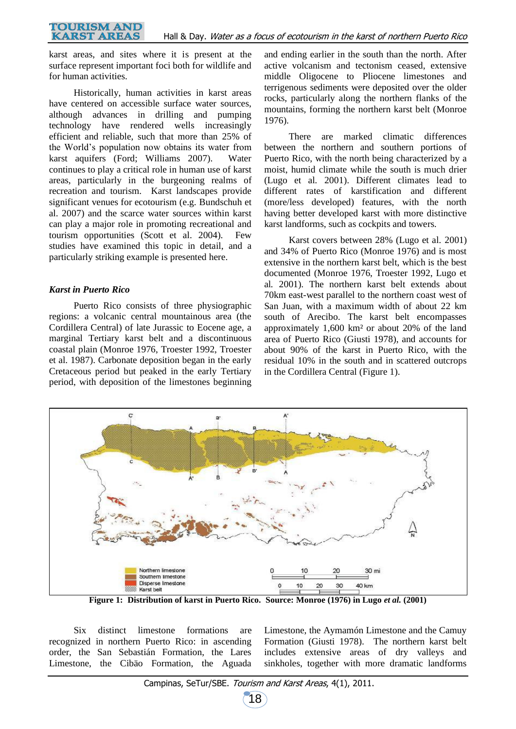karst areas, and sites where it is present at the surface represent important foci both for wildlife and for human activities.

Historically, human activities in karst areas have centered on accessible surface water sources, although advances in drilling and pumping technology have rendered wells increasingly efficient and reliable, such that more than 25% of the World's population now obtains its water from karst aquifers (Ford; Williams 2007). Water continues to play a critical role in human use of karst areas, particularly in the burgeoning realms of recreation and tourism. Karst landscapes provide significant venues for ecotourism (e.g. Bundschuh et al. 2007) and the scarce water sources within karst can play a major role in promoting recreational and tourism opportunities (Scott et al. 2004). Few studies have examined this topic in detail, and a particularly striking example is presented here.

### *Karst in Puerto Rico*

Puerto Rico consists of three physiographic regions: a volcanic central mountainous area (the Cordillera Central) of late Jurassic to Eocene age, a marginal Tertiary karst belt and a discontinuous coastal plain (Monroe 1976, Troester 1992, Troester et al. 1987). Carbonate deposition began in the early Cretaceous period but peaked in the early Tertiary period, with deposition of the limestones beginning and ending earlier in the south than the north. After active volcanism and tectonism ceased, extensive middle Oligocene to Pliocene limestones and terrigenous sediments were deposited over the older rocks, particularly along the northern flanks of the mountains, forming the northern karst belt (Monroe 1976).

There are marked climatic differences between the northern and southern portions of Puerto Rico, with the north being characterized by a moist, humid climate while the south is much drier (Lugo et al. 2001). Different climates lead to different rates of karstification and different (more/less developed) features, with the north having better developed karst with more distinctive karst landforms, such as cockpits and towers.

Karst covers between 28% (Lugo et al. 2001) and 34% of Puerto Rico (Monroe 1976) and is most extensive in the northern karst belt, which is the best documented (Monroe 1976, Troester 1992, Lugo et al. 2001). The northern karst belt extends about 70km east-west parallel to the northern coast west of San Juan, with a maximum width of about 22 km south of Arecibo. The karst belt encompasses approximately 1,600 km² or about 20% of the land area of Puerto Rico (Giusti 1978), and accounts for about 90% of the karst in Puerto Rico, with the residual 10% in the south and in scattered outcrops in the Cordillera Central (Figure 1).

**Figure 1: Distribution of karst in Puerto Rico. Source: Monroe (1976) in Lugo *et al.* (2001)**

Six distinct limestone formations are recognized in northern Puerto Rico: in ascending order, the San Sebastián Formation, the Lares Limestone, the Cibäo Formation, the Aguada Limestone, the Aymamón Limestone and the Camuy Formation (Giusti 1978). The northern karst belt includes extensive areas of dry valleys and sinkholes, together with more dramatic landforms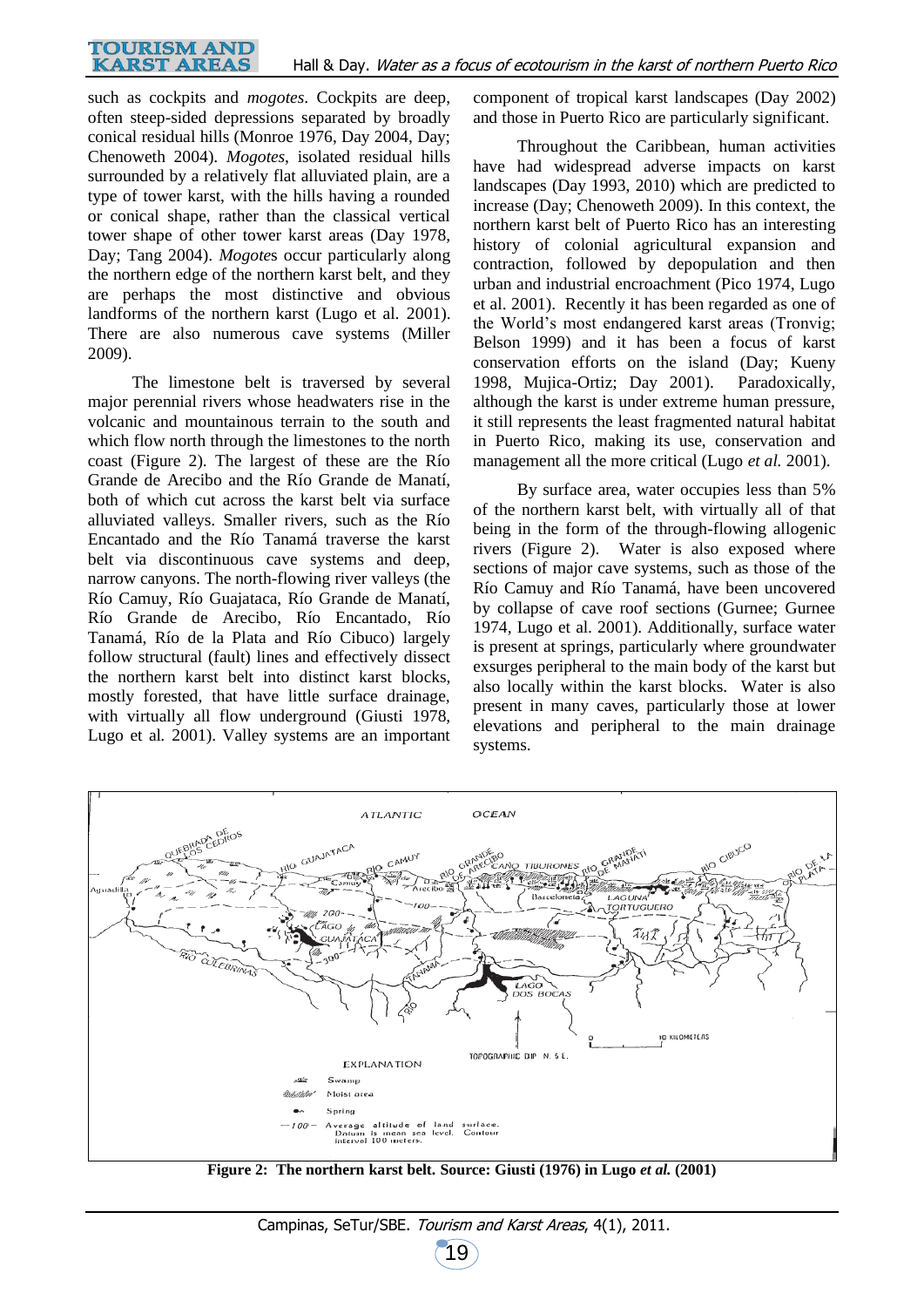such as cockpits and *mogotes*. Cockpits are deep, often steep-sided depressions separated by broadly conical residual hills (Monroe 1976, Day 2004, Day; Chenoweth 2004). *Mogotes*, isolated residual hills surrounded by a relatively flat alluviated plain, are a type of tower karst, with the hills having a rounded or conical shape, rather than the classical vertical tower shape of other tower karst areas (Day 1978, Day; Tang 2004). *Mogote*s occur particularly along the northern edge of the northern karst belt, and they are perhaps the most distinctive and obvious landforms of the northern karst (Lugo et al. 2001). There are also numerous cave systems (Miller 2009).

The limestone belt is traversed by several major perennial rivers whose headwaters rise in the volcanic and mountainous terrain to the south and which flow north through the limestones to the north coast (Figure 2). The largest of these are the Río Grande de Arecibo and the Río Grande de Manatí, both of which cut across the karst belt via surface alluviated valleys. Smaller rivers, such as the Río Encantado and the Río Tanamá traverse the karst belt via discontinuous cave systems and deep, narrow canyons. The north-flowing river valleys (the Río Camuy, Río Guajataca, Río Grande de Manatí, Río Grande de Arecibo, Río Encantado, Río Tanamá, Río de la Plata and Río Cibuco) largely follow structural (fault) lines and effectively dissect the northern karst belt into distinct karst blocks, mostly forested, that have little surface drainage, with virtually all flow underground (Giusti 1978, Lugo et al. 2001). Valley systems are an important component of tropical karst landscapes (Day 2002) and those in Puerto Rico are particularly significant.

Throughout the Caribbean, human activities have had widespread adverse impacts on karst landscapes (Day 1993, 2010) which are predicted to increase (Day; Chenoweth 2009). In this context, the northern karst belt of Puerto Rico has an interesting history of colonial agricultural expansion and contraction, followed by depopulation and then urban and industrial encroachment (Pico 1974, Lugo et al. 2001). Recently it has been regarded as one of the World's most endangered karst areas (Tronvig; Belson 1999) and it has been a focus of karst conservation efforts on the island (Day; Kueny 1998, Mujica-Ortiz; Day 2001). Paradoxically, although the karst is under extreme human pressure, it still represents the least fragmented natural habitat in Puerto Rico, making its use, conservation and management all the more critical (Lugo *et al.* 2001).

By surface area, water occupies less than 5% of the northern karst belt, with virtually all of that being in the form of the through-flowing allogenic rivers (Figure 2). Water is also exposed where sections of major cave systems, such as those of the Río Camuy and Río Tanamá, have been uncovered by collapse of cave roof sections (Gurnee; Gurnee 1974, Lugo et al. 2001). Additionally, surface water is present at springs, particularly where groundwater exsurges peripheral to the main body of the karst but also locally within the karst blocks. Water is also present in many caves, particularly those at lower elevations and peripheral to the main drainage systems.

**Figure 2: The northern karst belt. Source: Giusti (1976) in Lugo *et al.* (2001)**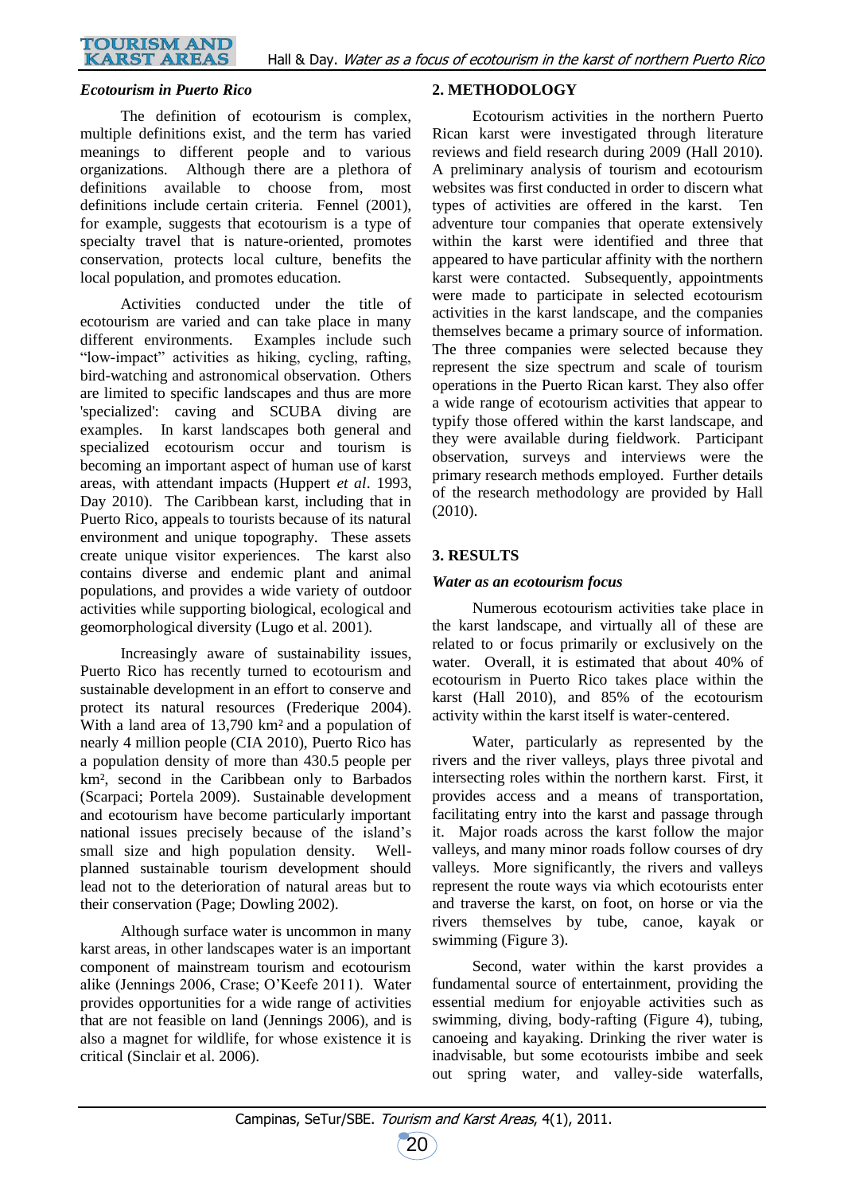*Ecotourism in Puerto Rico*

The definition of ecotourism is complex, multiple definitions exist, and the term has varied meanings to different people and to various organizations. Although there are a plethora of definitions available to choose from, most definitions include certain criteria. Fennel (2001), for example, suggests that ecotourism is a type of specialty travel that is nature-oriented, promotes conservation, protects local culture, benefits the local population, and promotes education.

Activities conducted under the title of ecotourism are varied and can take place in many different environments. Examples include such "low-impact" activities as hiking, cycling, rafting, bird-watching and astronomical observation. Others are limited to specific landscapes and thus are more 'specialized': caving and SCUBA diving are examples. In karst landscapes both general and specialized ecotourism occur and tourism is becoming an important aspect of human use of karst areas, with attendant impacts (Huppert *et al*. 1993, Day 2010). The Caribbean karst, including that in Puerto Rico, appeals to tourists because of its natural environment and unique topography. These assets create unique visitor experiences. The karst also contains diverse and endemic plant and animal populations, and provides a wide variety of outdoor activities while supporting biological, ecological and geomorphological diversity (Lugo et al. 2001).

Increasingly aware of sustainability issues, Puerto Rico has recently turned to ecotourism and sustainable development in an effort to conserve and protect its natural resources (Frederique 2004). With a land area of 13,790 km² and a population of nearly 4 million people (CIA 2010), Puerto Rico has a population density of more than 430.5 people per km², second in the Caribbean only to Barbados (Scarpaci; Portela 2009). Sustainable development and ecotourism have become particularly important national issues precisely because of the island's small size and high population density. Well-planned sustainable tourism development should lead not to the deterioration of natural areas but to their conservation (Page; Dowling 2002).

Although surface water is uncommon in many karst areas, in other landscapes water is an important component of mainstream tourism and ecotourism alike (Jennings 2006, Crase; O'Keefe 2011). Water provides opportunities for a wide range of activities that are not feasible on land (Jennings 2006), and is also a magnet for wildlife, for whose existence it is critical (Sinclair et al. 2006).

## 2. METHODOLOGY

Ecotourism activities in the northern Puerto Rican karst were investigated through literature reviews and field research during 2009 (Hall 2010). A preliminary analysis of tourism and ecotourism websites was first conducted in order to discern what types of activities are offered in the karst. Ten adventure tour companies that operate extensively within the karst were identified and three that appeared to have particular affinity with the northern karst were contacted. Subsequently, appointments were made to participate in selected ecotourism activities in the karst landscape, and the companies themselves became a primary source of information. The three companies were selected because they represent the size spectrum and scale of tourism operations in the Puerto Rican karst. They also offer a wide range of ecotourism activities that appear to typify those offered within the karst landscape, and they were available during fieldwork. Participant observation, surveys and interviews were the primary research methods employed. Further details of the research methodology are provided by Hall (2010).

## 3. RESULTS

*Water as an ecotourism focus*

Numerous ecotourism activities take place in the karst landscape, and virtually all of these are related to or focus primarily or exclusively on the water. Overall, it is estimated that about 40% of ecotourism in Puerto Rico takes place within the karst (Hall 2010), and 85% of the ecotourism activity within the karst itself is water-centered.

Water, particularly as represented by the rivers and the river valleys, plays three pivotal and intersecting roles within the northern karst. First, it provides access and a means of transportation, facilitating entry into the karst and passage through it. Major roads across the karst follow the major valleys, and many minor roads follow courses of dry valleys. More significantly, the rivers and valleys represent the route ways via which ecotourists enter and traverse the karst, on foot, on horse or via the rivers themselves by tube, canoe, kayak or swimming (Figure 3).

Second, water within the karst provides a fundamental source of entertainment, providing the essential medium for enjoyable activities such as swimming, diving, body-rafting (Figure 4), tubing, canoeing and kayaking. Drinking the river water is inadvisable, but some ecotourists imbibe and seek out spring water, and valley-side waterfalls,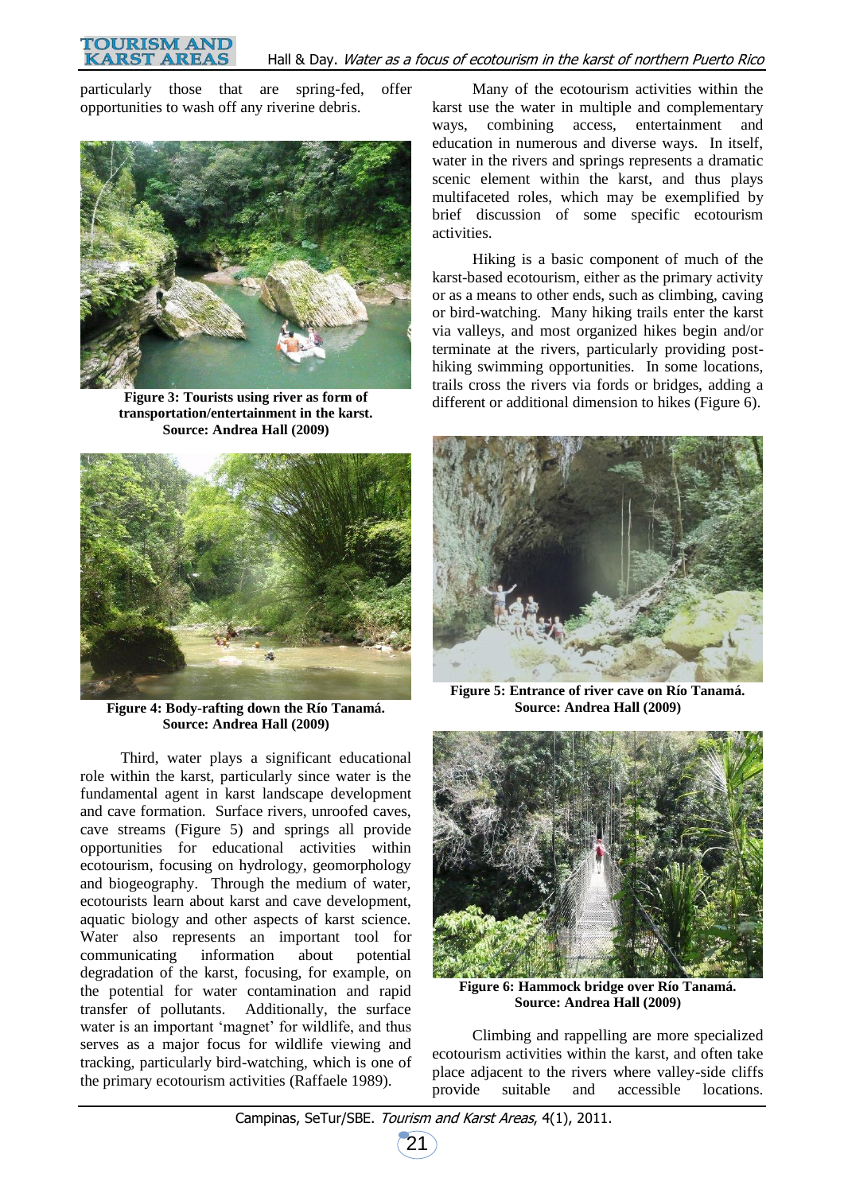particularly those that are spring-fed, offer opportunities to wash off any riverine debris.

**Figure 3: Tourists using river as form of transportation/entertainment in the karst. Source: Andrea Hall (2009)**

**Figure 4: Body-rafting down the Río Tanamá. Source: Andrea Hall (2009)**

Third, water plays a significant educational role within the karst, particularly since water is the fundamental agent in karst landscape development and cave formation. Surface rivers, unroofed caves, cave streams (Figure 5) and springs all provide opportunities for educational activities within ecotourism, focusing on hydrology, geomorphology and biogeography. Through the medium of water, ecotourists learn about karst and cave development, aquatic biology and other aspects of karst science. Water also represents an important tool for communicating information about potential degradation of the karst, focusing, for example, on the potential for water contamination and rapid transfer of pollutants. Additionally, the surface water is an important 'magnet' for wildlife, and thus serves as a major focus for wildlife viewing and tracking, particularly bird-watching, which is one of the primary ecotourism activities (Raffaele 1989).

Many of the ecotourism activities within the karst use the water in multiple and complementary ways, combining access, entertainment and education in numerous and diverse ways. In itself, water in the rivers and springs represents a dramatic scenic element within the karst, and thus plays multifaceted roles, which may be exemplified by brief discussion of some specific ecotourism activities.

Hiking is a basic component of much of the karst-based ecotourism, either as the primary activity or as a means to other ends, such as climbing, caving or bird-watching. Many hiking trails enter the karst via valleys, and most organized hikes begin and/or terminate at the rivers, particularly providing post-hiking swimming opportunities. In some locations, trails cross the rivers via fords or bridges, adding a different or additional dimension to hikes (Figure 6).

**Figure 5: Entrance of river cave on Río Tanamá. Source: Andrea Hall (2009)**

**Figure 6: Hammock bridge over Río Tanamá. Source: Andrea Hall (2009)**

Climbing and rappelling are more specialized ecotourism activities within the karst, and often take place adjacent to the rivers where valley-side cliffs provide suitable and accessible locations.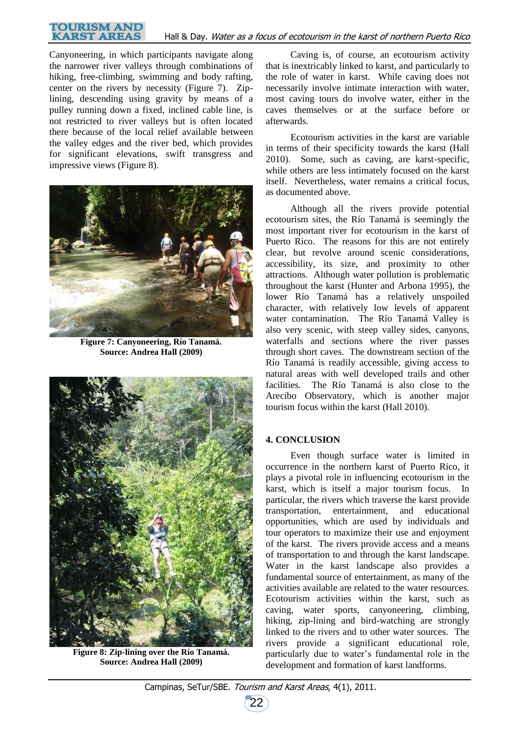Canyoneering, in which participants navigate along the narrower river valleys through combinations of hiking, free-climbing, swimming and body rafting, center on the rivers by necessity (Figure 7). Zip-lining, descending using gravity by means of a pulley running down a fixed, inclined cable line, is not restricted to river valleys but is often located there because of the local relief available between the valley edges and the river bed, which provides for significant elevations, swift transgress and impressive views (Figure 8).

**Figure 7: Canyoneering, Río Tanamá. Source: Andrea Hall (2009)**

**Figure 8: Zip-lining over the Río Tanamá. Source: Andrea Hall (2009)**

Caving is, of course, an ecotourism activity that is inextricably linked to karst, and particularly to the role of water in karst. While caving does not necessarily involve intimate interaction with water, most caving tours do involve water, either in the caves themselves or at the surface before or afterwards.

Ecotourism activities in the karst are variable in terms of their specificity towards the karst (Hall 2010). Some, such as caving, are karst-specific, while others are less intimately focused on the karst itself. Nevertheless, water remains a critical focus, as documented above.

Although all the rivers provide potential ecotourism sites, the Río Tanamá is seemingly the most important river for ecotourism in the karst of Puerto Rico. The reasons for this are not entirely clear, but revolve around scenic considerations, accessibility, its size, and proximity to other attractions. Although water pollution is problematic throughout the karst (Hunter and Arbona 1995), the lower Río Tanamá has a relatively unspoiled character, with relatively low levels of apparent water contamination. The Río Tanamá Valley is also very scenic, with steep valley sides, canyons, waterfalls and sections where the river passes through short caves. The downstream section of the Río Tanamá is readily accessible, giving access to natural areas with well developed trails and other facilities. The Río Tanamá is also close to the Arecibo Observatory, which is another major tourism focus within the karst (Hall 2010).

## 4. CONCLUSION

Even though surface water is limited in occurrence in the northern karst of Puerto Rico, it plays a pivotal role in influencing ecotourism in the karst, which is itself a major tourism focus. In particular, the rivers which traverse the karst provide transportation, entertainment, and educational opportunities, which are used by individuals and tour operators to maximize their use and enjoyment of the karst. The rivers provide access and a means of transportation to and through the karst landscape. Water in the karst landscape also provides a fundamental source of entertainment, as many of the activities available are related to the water resources. Ecotourism activities within the karst, such as caving, water sports, canyoneering, climbing, hiking, zip-lining and bird-watching are strongly linked to the rivers and to other water sources. The rivers provide a significant educational role, particularly due to water's fundamental role in the development and formation of karst landforms.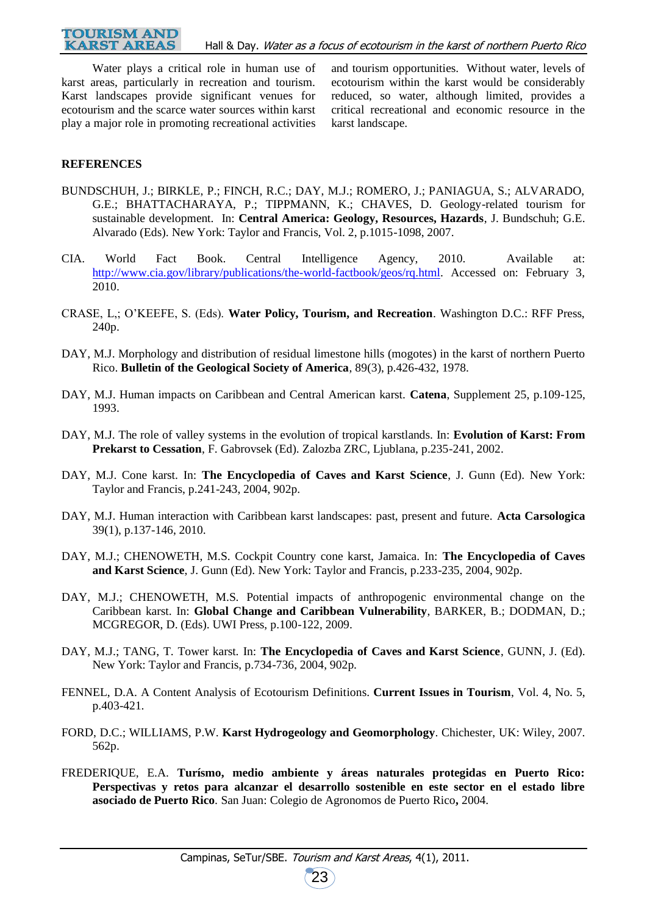Water plays a critical role in human use of karst areas, particularly in recreation and tourism. Karst landscapes provide significant venues for ecotourism and the scarce water sources within karst play a major role in promoting recreational activities and tourism opportunities. Without water, levels of ecotourism within the karst would be considerably reduced, so water, although limited, provides a critical recreational and economic resource in the karst landscape.

## REFERENCES

BUNDSCHUH, J.; BIRKLE, P.; FINCH, R.C.; DAY, M.J.; ROMERO, J.; PANIAGUA, S.; ALVARADO, G.E.; BHATTACHARAYA, P.; TIPPMANN, K.; CHAVES, D. Geology-related tourism for sustainable development. In: **Central America: Geology, Resources, Hazards**, J. Bundschuh; G.E. Alvarado (Eds). New York: Taylor and Francis, Vol. 2, p.1015-1098, 2007.

CIA. World Fact Book. Central Intelligence Agency, 2010. Available at: http://www.cia.gov/library/publications/the-world-factbook/geos/rq.html. Accessed on: February 3, 2010.

CRASE, L,; O'KEEFE, S. (Eds). **Water Policy, Tourism, and Recreation**. Washington D.C.: RFF Press, 240p.

DAY, M.J. Morphology and distribution of residual limestone hills (mogotes) in the karst of northern Puerto Rico. **Bulletin of the Geological Society of America**, 89(3), p.426-432, 1978.

DAY, M.J. Human impacts on Caribbean and Central American karst. **Catena**, Supplement 25, p.109-125, 1993.

DAY, M.J. The role of valley systems in the evolution of tropical karstlands. In: **Evolution of Karst: From Prekarst to Cessation**, F. Gabrovsek (Ed). Zalozba ZRC, Ljublana, p.235-241, 2002.

DAY, M.J. Cone karst. In: **The Encyclopedia of Caves and Karst Science**, J. Gunn (Ed). New York: Taylor and Francis, p.241-243, 2004, 902p.

DAY, M.J. Human interaction with Caribbean karst landscapes: past, present and future. **Acta Carsologica** 39(1), p.137-146, 2010.

DAY, M.J.; CHENOWETH, M.S. Cockpit Country cone karst, Jamaica. In: **The Encyclopedia of Caves and Karst Science**, J. Gunn (Ed). New York: Taylor and Francis, p.233-235, 2004, 902p.

DAY, M.J.; CHENOWETH, M.S. Potential impacts of anthropogenic environmental change on the Caribbean karst. In: **Global Change and Caribbean Vulnerability**, BARKER, B.; DODMAN, D.; MCGREGOR, D. (Eds). UWI Press, p.100-122, 2009.

DAY, M.J.; TANG, T. Tower karst. In: **The Encyclopedia of Caves and Karst Science**, GUNN, J. (Ed). New York: Taylor and Francis, p.734-736, 2004, 902p.

FENNEL, D.A. A Content Analysis of Ecotourism Definitions. **Current Issues in Tourism**, Vol. 4, No. 5, p.403-421.

FORD, D.C.; WILLIAMS, P.W. **Karst Hydrogeology and Geomorphology**. Chichester, UK: Wiley, 2007. 562p.

FREDERIQUE, E.A. **Turísmo, medio ambiente y áreas naturales protegidas en Puerto Rico: Perspectivas y retos para alcanzar el desarrollo sostenible en este sector en el estado libre asociado de Puerto Rico**. San Juan: Colegio de Agronomos de Puerto Rico**,** 2004.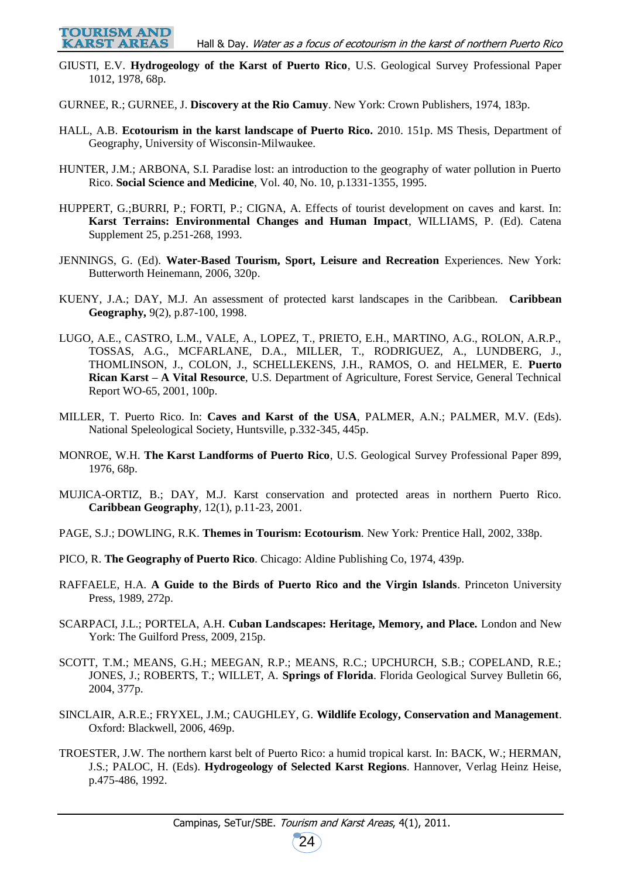GIUSTI, E.V. **Hydrogeology of the Karst of Puerto Rico**, U.S. Geological Survey Professional Paper 1012, 1978, 68p.

GURNEE, R.; GURNEE, J. **Discovery at the Rio Camuy**. New York: Crown Publishers, 1974, 183p.

HALL, A.B. **Ecotourism in the karst landscape of Puerto Rico.** 2010. 151p. MS Thesis, Department of Geography, University of Wisconsin-Milwaukee.

HUNTER, J.M.; ARBONA, S.I. Paradise lost: an introduction to the geography of water pollution in Puerto Rico. **Social Science and Medicine**, Vol. 40, No. 10, p.1331-1355, 1995.

HUPPERT, G.;BURRI, P.; FORTI, P.; CIGNA, A. Effects of tourist development on caves and karst. In: **Karst Terrains: Environmental Changes and Human Impact**, WILLIAMS, P. (Ed). Catena Supplement 25, p.251-268, 1993.

JENNINGS, G. (Ed). **Water-Based Tourism, Sport, Leisure and Recreation** Experiences. New York: Butterworth Heinemann, 2006, 320p.

KUENY, J.A.; DAY, M.J. An assessment of protected karst landscapes in the Caribbean. **Caribbean Geography,** 9(2), p.87-100, 1998.

LUGO, A.E., CASTRO, L.M., VALE, A., LOPEZ, T., PRIETO, E.H., MARTINO, A.G., ROLON, A.R.P., TOSSAS, A.G., MCFARLANE, D.A., MILLER, T., RODRIGUEZ, A., LUNDBERG, J., THOMLINSON, J., COLON, J., SCHELLEKENS, J.H., RAMOS, O. and HELMER, E. **Puerto Rican Karst – A Vital Resource**, U.S. Department of Agriculture, Forest Service, General Technical Report WO-65, 2001, 100p.

MILLER, T. Puerto Rico. In: **Caves and Karst of the USA**, PALMER, A.N.; PALMER, M.V. (Eds). National Speleological Society, Huntsville, p.332-345, 445p.

MONROE, W.H. **The Karst Landforms of Puerto Rico**, U.S. Geological Survey Professional Paper 899, 1976, 68p.

MUJICA-ORTIZ, B.; DAY, M.J. Karst conservation and protected areas in northern Puerto Rico. **Caribbean Geography**, 12(1), p.11-23, 2001.

PAGE, S.J.; DOWLING, R.K. **Themes in Tourism: Ecotourism**. New York*:* Prentice Hall, 2002, 338p.

PICO, R. **The Geography of Puerto Rico**. Chicago: Aldine Publishing Co, 1974, 439p.

RAFFAELE, H.A. **A Guide to the Birds of Puerto Rico and the Virgin Islands**. Princeton University Press, 1989, 272p.

SCARPACI, J.L.; PORTELA, A.H. **Cuban Landscapes: Heritage, Memory, and Place.** London and New York: The Guilford Press, 2009, 215p.

SCOTT, T.M.; MEANS, G.H.; MEEGAN, R.P.; MEANS, R.C.; UPCHURCH, S.B.; COPELAND, R.E.; JONES, J.; ROBERTS, T.; WILLET, A. **Springs of Florida**. Florida Geological Survey Bulletin 66, 2004, 377p.

SINCLAIR, A.R.E.; FRYXEL, J.M.; CAUGHLEY, G. **Wildlife Ecology, Conservation and Management**. Oxford: Blackwell, 2006, 469p.

TROESTER, J.W. The northern karst belt of Puerto Rico: a humid tropical karst. In: BACK, W.; HERMAN, J.S.; PALOC, H. (Eds). **Hydrogeology of Selected Karst Regions**. Hannover, Verlag Heinz Heise, p.475-486, 1992.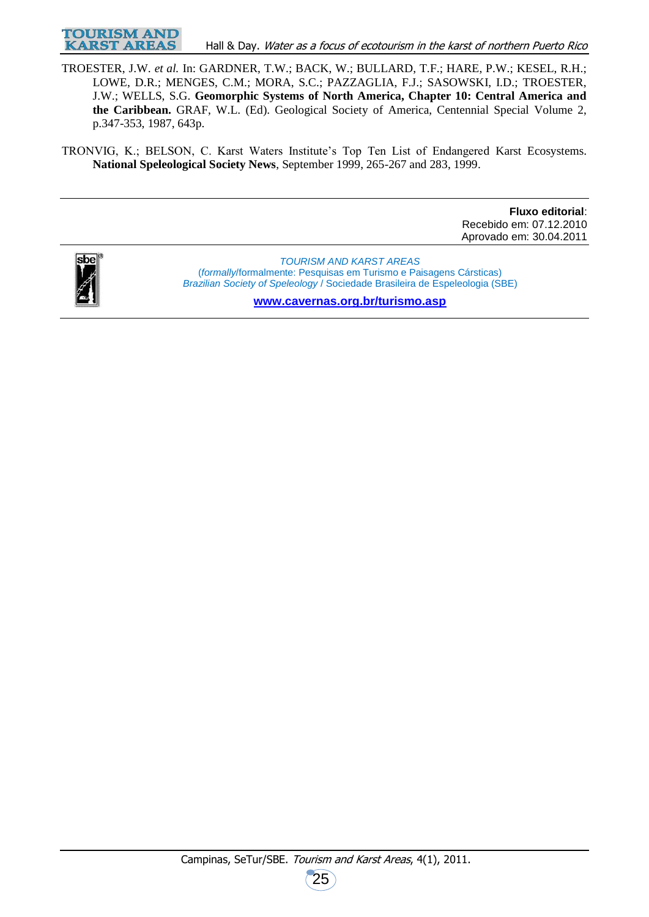TROESTER, J.W. *et al.* In: GARDNER, T.W.; BACK, W.; BULLARD, T.F.; HARE, P.W.; KESEL, R.H.; LOWE, D.R.; MENGES, C.M.; MORA, S.C.; PAZZAGLIA, F.J.; SASOWSKI, I.D.; TROESTER, J.W.; WELLS, S.G. **Geomorphic Systems of North America, Chapter 10: Central America and the Caribbean.** GRAF, W.L. (Ed). Geological Society of America, Centennial Special Volume 2, p.347-353, 1987, 643p.

TRONVIG, K.; BELSON, C. Karst Waters Institute's Top Ten List of Endangered Karst Ecosystems. **National Speleological Society News**, September 1999, 265-267 and 283, 1999.

---

**Fluxo editorial**:
Recebido em: 07.12.2010
Aprovado em: 30.04.2011

---

*TOURISM AND KARST AREAS*
(*formally*/formalmente: Pesquisas em Turismo e Paisagens Cársticas)
*Brazilian Society of Speleology* / Sociedade Brasileira de Espeleologia (SBE)

**www.cavernas.org.br/turismo.asp**